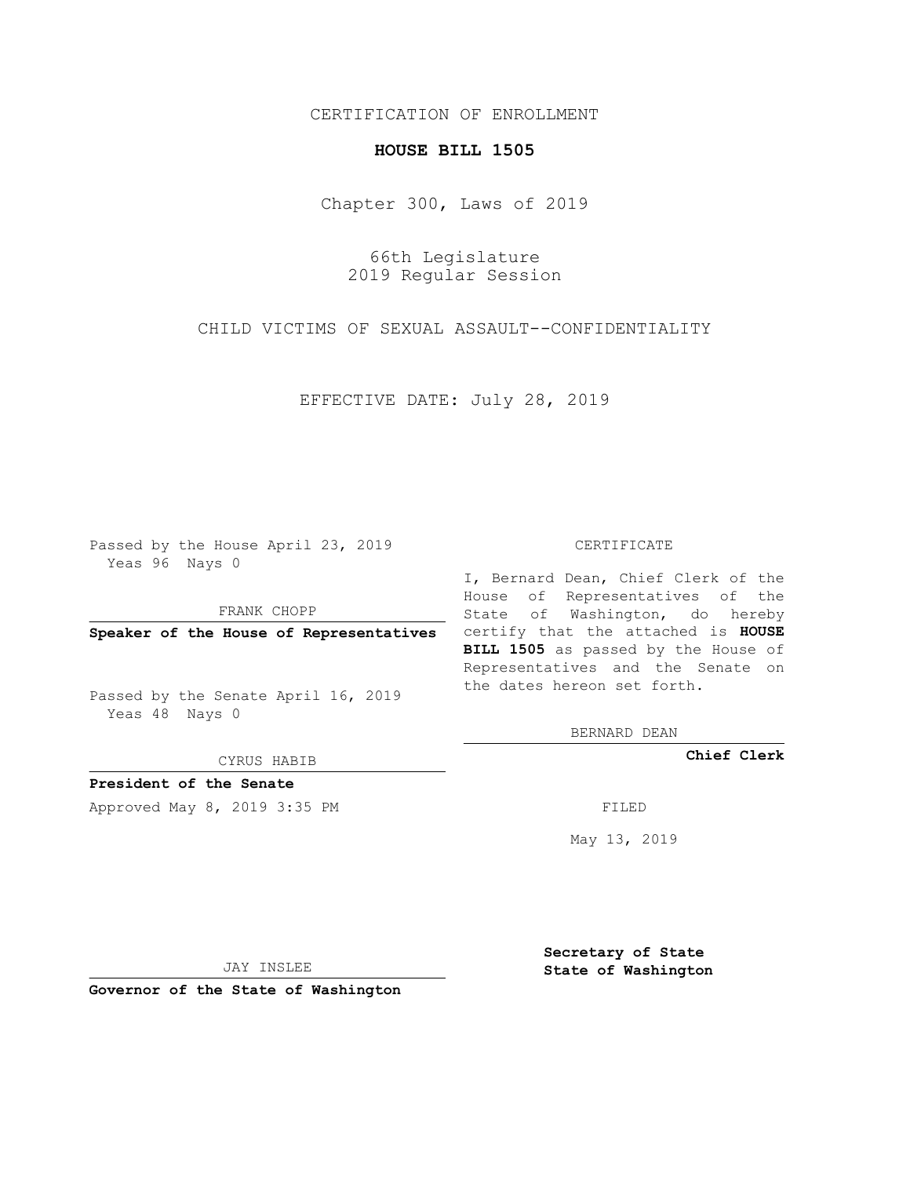CERTIFICATION OF ENROLLMENT

**HOUSE BILL 1505**

Chapter 300, Laws of 2019

66th Legislature
2019 Regular Session

CHILD VICTIMS OF SEXUAL ASSAULT--CONFIDENTIALITY

EFFECTIVE DATE: July 28, 2019

Passed by the House April 23, 2019
Yeas 96 Nays 0

FRANK CHOPP

**Speaker of the House of Representatives**

Passed by the Senate April 16, 2019
Yeas 48 Nays 0

CYRUS HABIB

**President of the Senate**

Approved May 8, 2019 3:35 PM

JAY INSLEE

**Governor of the State of Washington**

CERTIFICATE

I, Bernard Dean, Chief Clerk of the House of Representatives of the State of Washington, do hereby certify that the attached is **HOUSE BILL 1505** as passed by the House of Representatives and the Senate on the dates hereon set forth.

BERNARD DEAN

**Chief Clerk**

FILED

May 13, 2019

**Secretary of State**
**State of Washington**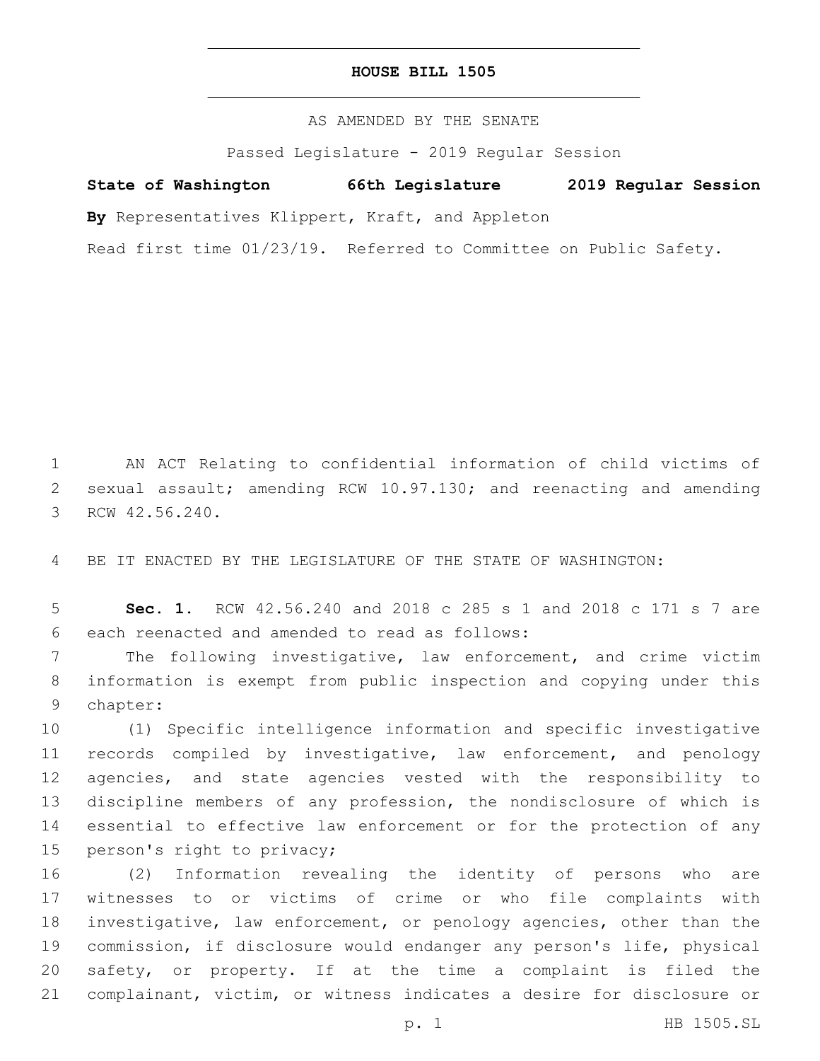# HOUSE BILL 1505

AS AMENDED BY THE SENATE

Passed Legislature - 2019 Regular Session

**State of Washington 66th Legislature 2019 Regular Session**

**By** Representatives Klippert, Kraft, and Appleton

Read first time 01/23/19. Referred to Committee on Public Safety.

AN ACT Relating to confidential information of child victims of sexual assault; amending RCW 10.97.130; and reenacting and amending RCW 42.56.240.

BE IT ENACTED BY THE LEGISLATURE OF THE STATE OF WASHINGTON:

**Sec. 1.** RCW 42.56.240 and 2018 c 285 s 1 and 2018 c 171 s 7 are each reenacted and amended to read as follows:

The following investigative, law enforcement, and crime victim information is exempt from public inspection and copying under this chapter:

(1) Specific intelligence information and specific investigative records compiled by investigative, law enforcement, and penology agencies, and state agencies vested with the responsibility to discipline members of any profession, the nondisclosure of which is essential to effective law enforcement or for the protection of any person's right to privacy;

(2) Information revealing the identity of persons who are witnesses to or victims of crime or who file complaints with investigative, law enforcement, or penology agencies, other than the commission, if disclosure would endanger any person's life, physical safety, or property. If at the time a complaint is filed the complainant, victim, or witness indicates a desire for disclosure or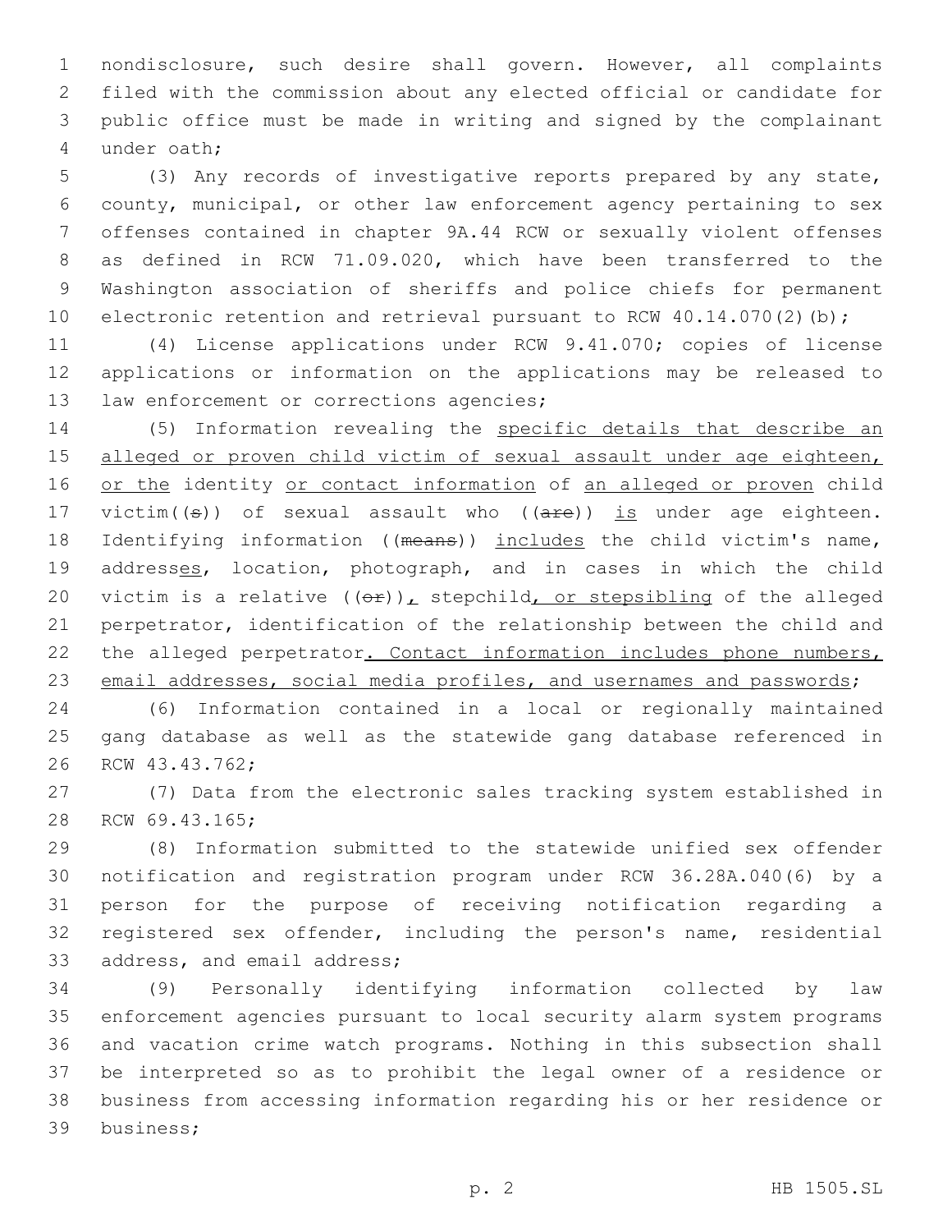nondisclosure, such desire shall govern. However, all complaints filed with the commission about any elected official or candidate for public office must be made in writing and signed by the complainant under oath;

(3) Any records of investigative reports prepared by any state, county, municipal, or other law enforcement agency pertaining to sex offenses contained in chapter 9A.44 RCW or sexually violent offenses as defined in RCW 71.09.020, which have been transferred to the Washington association of sheriffs and police chiefs for permanent electronic retention and retrieval pursuant to RCW 40.14.070(2)(b);

(4) License applications under RCW 9.41.070; copies of license applications or information on the applications may be released to law enforcement or corrections agencies;

(5) Information revealing the <u>specific details that describe an alleged or proven child victim of sexual assault under age eighteen, or the</u> identity <u>or contact information</u> of <u>an alleged or proven</u> child victim((~~s~~)) of sexual assault who ((~~are~~)) <u>is</u> under age eighteen. Identifying information ((~~means~~)) <u>includes</u> the child victim's name, address<u>es</u>, location, photograph, and in cases in which the child victim is a relative ((~~or~~))<u>,</u> stepchild<u>, or stepsibling</u> of the alleged perpetrator, identification of the relationship between the child and the alleged perpetrator<u>. Contact information includes phone numbers, email addresses, social media profiles, and usernames and passwords</u>;

(6) Information contained in a local or regionally maintained gang database as well as the statewide gang database referenced in RCW 43.43.762;

(7) Data from the electronic sales tracking system established in RCW 69.43.165;

(8) Information submitted to the statewide unified sex offender notification and registration program under RCW 36.28A.040(6) by a person for the purpose of receiving notification regarding a registered sex offender, including the person's name, residential address, and email address;

(9) Personally identifying information collected by law enforcement agencies pursuant to local security alarm system programs and vacation crime watch programs. Nothing in this subsection shall be interpreted so as to prohibit the legal owner of a residence or business from accessing information regarding his or her residence or business;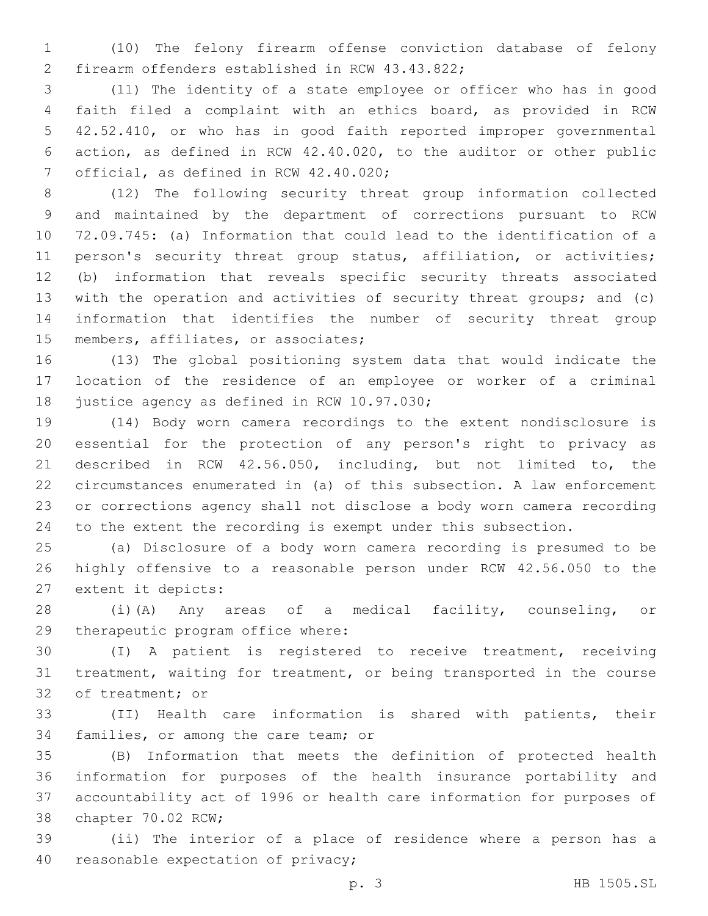(10) The felony firearm offense conviction database of felony firearm offenders established in RCW 43.43.822;

(11) The identity of a state employee or officer who has in good faith filed a complaint with an ethics board, as provided in RCW 42.52.410, or who has in good faith reported improper governmental action, as defined in RCW 42.40.020, to the auditor or other public official, as defined in RCW 42.40.020;

(12) The following security threat group information collected and maintained by the department of corrections pursuant to RCW 72.09.745: (a) Information that could lead to the identification of a person's security threat group status, affiliation, or activities; (b) information that reveals specific security threats associated with the operation and activities of security threat groups; and (c) information that identifies the number of security threat group members, affiliates, or associates;

(13) The global positioning system data that would indicate the location of the residence of an employee or worker of a criminal justice agency as defined in RCW 10.97.030;

(14) Body worn camera recordings to the extent nondisclosure is essential for the protection of any person's right to privacy as described in RCW 42.56.050, including, but not limited to, the circumstances enumerated in (a) of this subsection. A law enforcement or corrections agency shall not disclose a body worn camera recording to the extent the recording is exempt under this subsection.

(a) Disclosure of a body worn camera recording is presumed to be highly offensive to a reasonable person under RCW 42.56.050 to the extent it depicts:

(i)(A) Any areas of a medical facility, counseling, or therapeutic program office where:

(I) A patient is registered to receive treatment, receiving treatment, waiting for treatment, or being transported in the course of treatment; or

(II) Health care information is shared with patients, their families, or among the care team; or

(B) Information that meets the definition of protected health information for purposes of the health insurance portability and accountability act of 1996 or health care information for purposes of chapter 70.02 RCW;

(ii) The interior of a place of residence where a person has a reasonable expectation of privacy;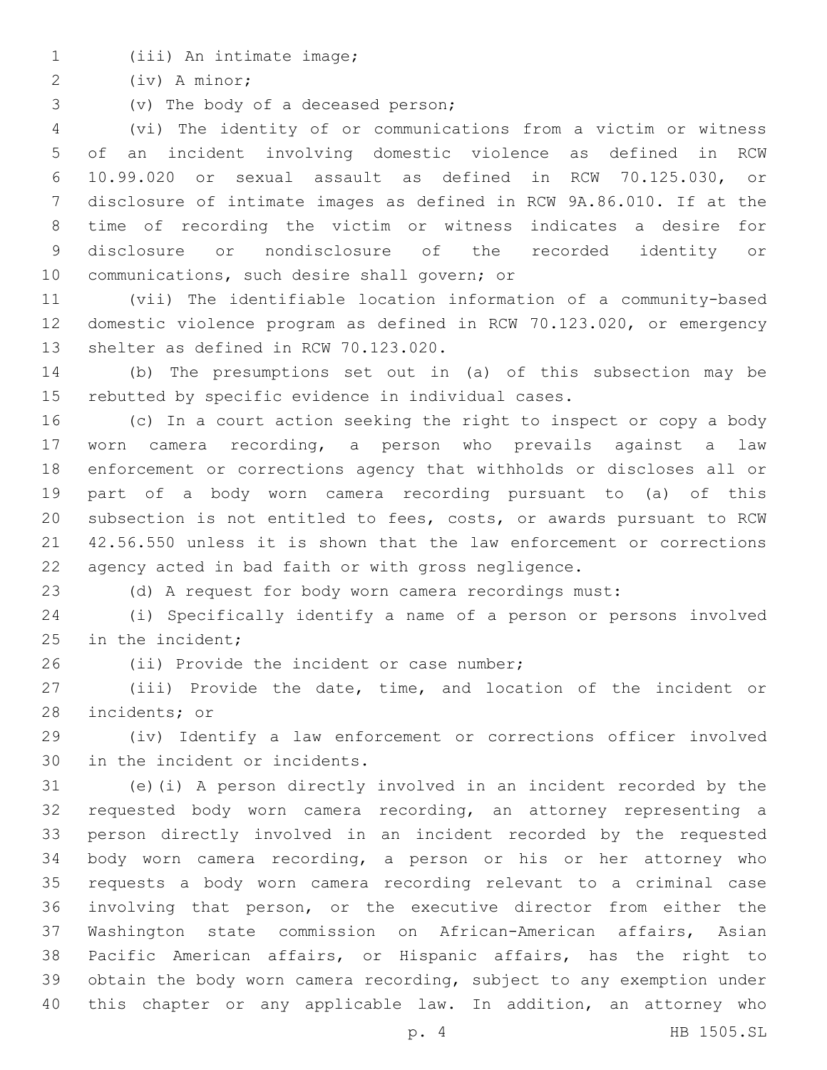(iii) An intimate image;

(iv) A minor;

(v) The body of a deceased person;

(vi) The identity of or communications from a victim or witness of an incident involving domestic violence as defined in RCW 10.99.020 or sexual assault as defined in RCW 70.125.030, or disclosure of intimate images as defined in RCW 9A.86.010. If at the time of recording the victim or witness indicates a desire for disclosure or nondisclosure of the recorded identity or communications, such desire shall govern; or

(vii) The identifiable location information of a community-based domestic violence program as defined in RCW 70.123.020, or emergency shelter as defined in RCW 70.123.020.

(b) The presumptions set out in (a) of this subsection may be rebutted by specific evidence in individual cases.

(c) In a court action seeking the right to inspect or copy a body worn camera recording, a person who prevails against a law enforcement or corrections agency that withholds or discloses all or part of a body worn camera recording pursuant to (a) of this subsection is not entitled to fees, costs, or awards pursuant to RCW 42.56.550 unless it is shown that the law enforcement or corrections agency acted in bad faith or with gross negligence.

(d) A request for body worn camera recordings must:

(i) Specifically identify a name of a person or persons involved in the incident;

(ii) Provide the incident or case number;

(iii) Provide the date, time, and location of the incident or incidents; or

(iv) Identify a law enforcement or corrections officer involved in the incident or incidents.

(e)(i) A person directly involved in an incident recorded by the requested body worn camera recording, an attorney representing a person directly involved in an incident recorded by the requested body worn camera recording, a person or his or her attorney who requests a body worn camera recording relevant to a criminal case involving that person, or the executive director from either the Washington state commission on African-American affairs, Asian Pacific American affairs, or Hispanic affairs, has the right to obtain the body worn camera recording, subject to any exemption under this chapter or any applicable law. In addition, an attorney who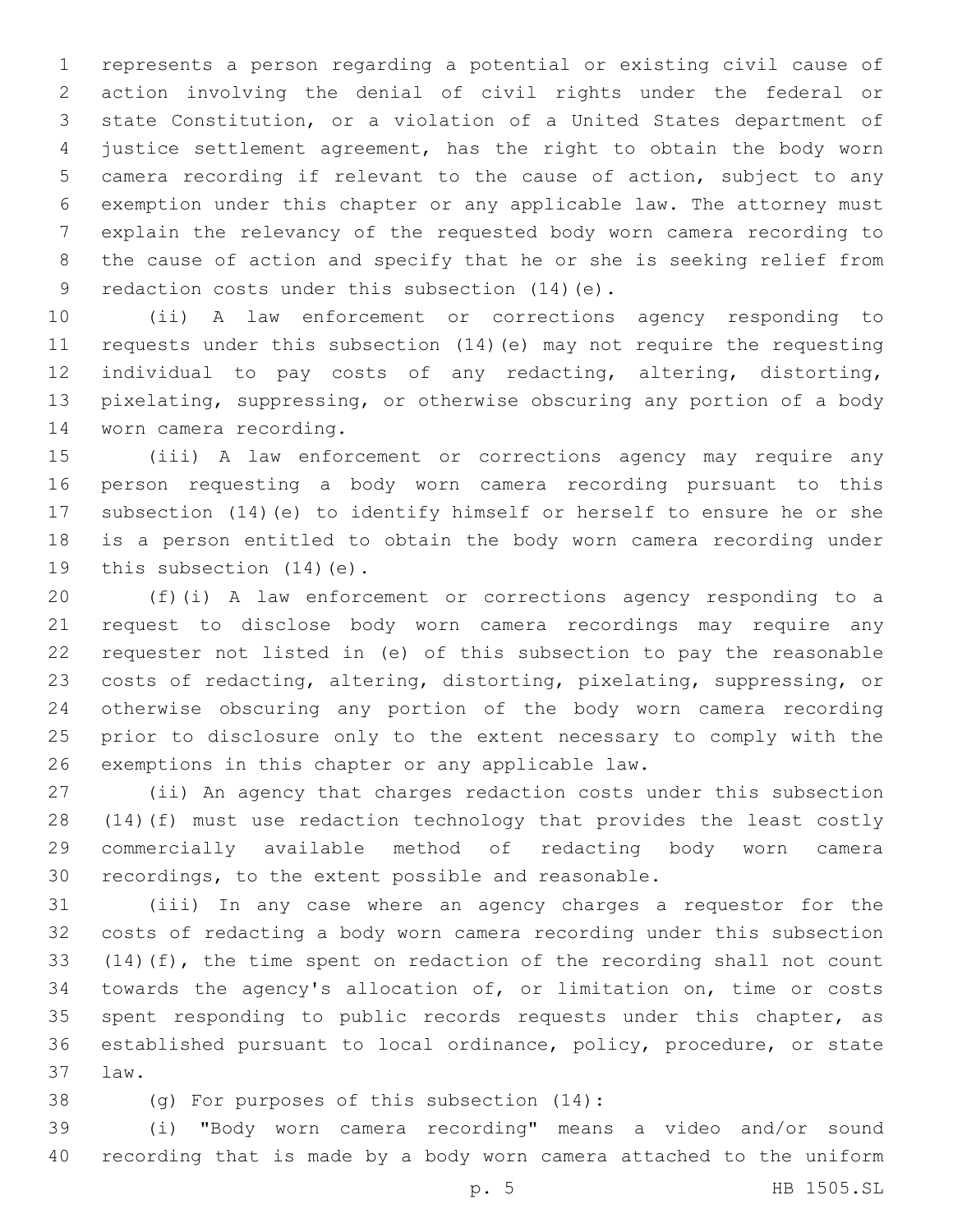represents a person regarding a potential or existing civil cause of action involving the denial of civil rights under the federal or state Constitution, or a violation of a United States department of justice settlement agreement, has the right to obtain the body worn camera recording if relevant to the cause of action, subject to any exemption under this chapter or any applicable law. The attorney must explain the relevancy of the requested body worn camera recording to the cause of action and specify that he or she is seeking relief from redaction costs under this subsection (14)(e).

(ii) A law enforcement or corrections agency responding to requests under this subsection (14)(e) may not require the requesting individual to pay costs of any redacting, altering, distorting, pixelating, suppressing, or otherwise obscuring any portion of a body worn camera recording.

(iii) A law enforcement or corrections agency may require any person requesting a body worn camera recording pursuant to this subsection (14)(e) to identify himself or herself to ensure he or she is a person entitled to obtain the body worn camera recording under this subsection (14)(e).

(f)(i) A law enforcement or corrections agency responding to a request to disclose body worn camera recordings may require any requester not listed in (e) of this subsection to pay the reasonable costs of redacting, altering, distorting, pixelating, suppressing, or otherwise obscuring any portion of the body worn camera recording prior to disclosure only to the extent necessary to comply with the exemptions in this chapter or any applicable law.

(ii) An agency that charges redaction costs under this subsection (14)(f) must use redaction technology that provides the least costly commercially available method of redacting body worn camera recordings, to the extent possible and reasonable.

(iii) In any case where an agency charges a requestor for the costs of redacting a body worn camera recording under this subsection (14)(f), the time spent on redaction of the recording shall not count towards the agency's allocation of, or limitation on, time or costs spent responding to public records requests under this chapter, as established pursuant to local ordinance, policy, procedure, or state law.

(g) For purposes of this subsection (14):

(i) "Body worn camera recording" means a video and/or sound recording that is made by a body worn camera attached to the uniform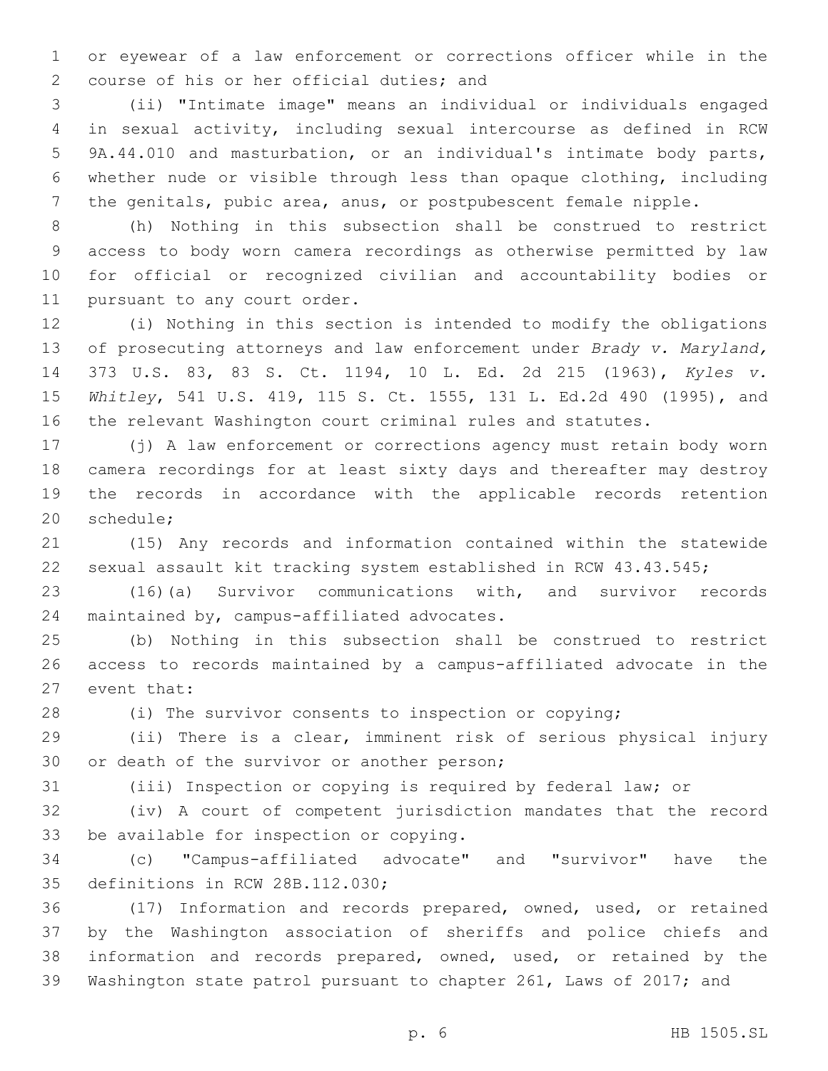or eyewear of a law enforcement or corrections officer while in the course of his or her official duties; and

(ii) "Intimate image" means an individual or individuals engaged in sexual activity, including sexual intercourse as defined in RCW 9A.44.010 and masturbation, or an individual's intimate body parts, whether nude or visible through less than opaque clothing, including the genitals, pubic area, anus, or postpubescent female nipple.

(h) Nothing in this subsection shall be construed to restrict access to body worn camera recordings as otherwise permitted by law for official or recognized civilian and accountability bodies or pursuant to any court order.

(i) Nothing in this section is intended to modify the obligations of prosecuting attorneys and law enforcement under *Brady v. Maryland,* 373 U.S. 83, 83 S. Ct. 1194, 10 L. Ed. 2d 215 (1963), *Kyles v. Whitley*, 541 U.S. 419, 115 S. Ct. 1555, 131 L. Ed.2d 490 (1995), and the relevant Washington court criminal rules and statutes.

(j) A law enforcement or corrections agency must retain body worn camera recordings for at least sixty days and thereafter may destroy the records in accordance with the applicable records retention schedule;

(15) Any records and information contained within the statewide sexual assault kit tracking system established in RCW 43.43.545;

(16)(a) Survivor communications with, and survivor records maintained by, campus-affiliated advocates.

(b) Nothing in this subsection shall be construed to restrict access to records maintained by a campus-affiliated advocate in the event that:

(i) The survivor consents to inspection or copying;

(ii) There is a clear, imminent risk of serious physical injury or death of the survivor or another person;

(iii) Inspection or copying is required by federal law; or

(iv) A court of competent jurisdiction mandates that the record be available for inspection or copying.

(c) "Campus-affiliated advocate" and "survivor" have the definitions in RCW 28B.112.030;

(17) Information and records prepared, owned, used, or retained by the Washington association of sheriffs and police chiefs and information and records prepared, owned, used, or retained by the Washington state patrol pursuant to chapter 261, Laws of 2017; and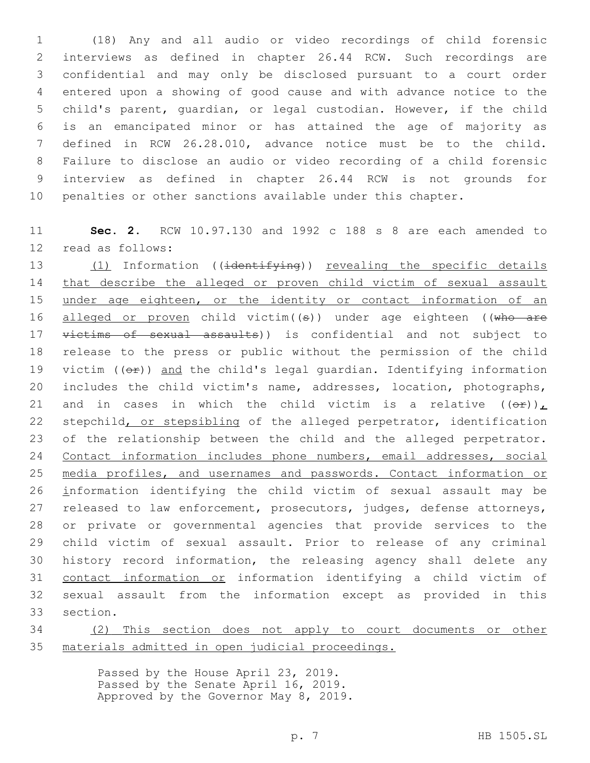(18) Any and all audio or video recordings of child forensic interviews as defined in chapter 26.44 RCW. Such recordings are confidential and may only be disclosed pursuant to a court order entered upon a showing of good cause and with advance notice to the child's parent, guardian, or legal custodian. However, if the child is an emancipated minor or has attained the age of majority as defined in RCW 26.28.010, advance notice must be to the child. Failure to disclose an audio or video recording of a child forensic interview as defined in chapter 26.44 RCW is not grounds for penalties or other sanctions available under this chapter.

**Sec. 2.** RCW 10.97.130 and 1992 c 188 s 8 are each amended to read as follows:

(1) Information ((~~identifying~~)) revealing the specific details that describe the alleged or proven child victim of sexual assault under age eighteen, or the identity or contact information of an alleged or proven child victim((~~s~~)) under age eighteen ((~~who are victims of sexual assaults~~)) is confidential and not subject to release to the press or public without the permission of the child victim ((~~or~~)) and the child's legal guardian. Identifying information includes the child victim's name, addresses, location, photographs, and in cases in which the child victim is a relative ((~~or~~)), stepchild, or stepsibling of the alleged perpetrator, identification of the relationship between the child and the alleged perpetrator. Contact information includes phone numbers, email addresses, social media profiles, and usernames and passwords. Contact information or information identifying the child victim of sexual assault may be released to law enforcement, prosecutors, judges, defense attorneys, or private or governmental agencies that provide services to the child victim of sexual assault. Prior to release of any criminal history record information, the releasing agency shall delete any contact information or information identifying a child victim of sexual assault from the information except as provided in this section.

(2) This section does not apply to court documents or other materials admitted in open judicial proceedings.

Passed by the House April 23, 2019.
Passed by the Senate April 16, 2019.
Approved by the Governor May 8, 2019.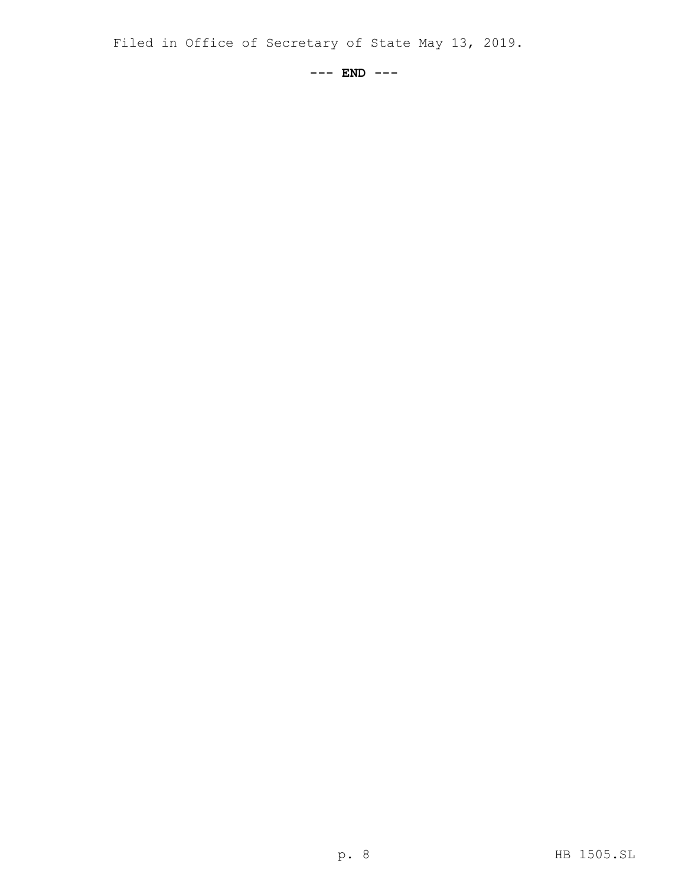Filed in Office of Secretary of State May 13, 2019.

**--- END ---**